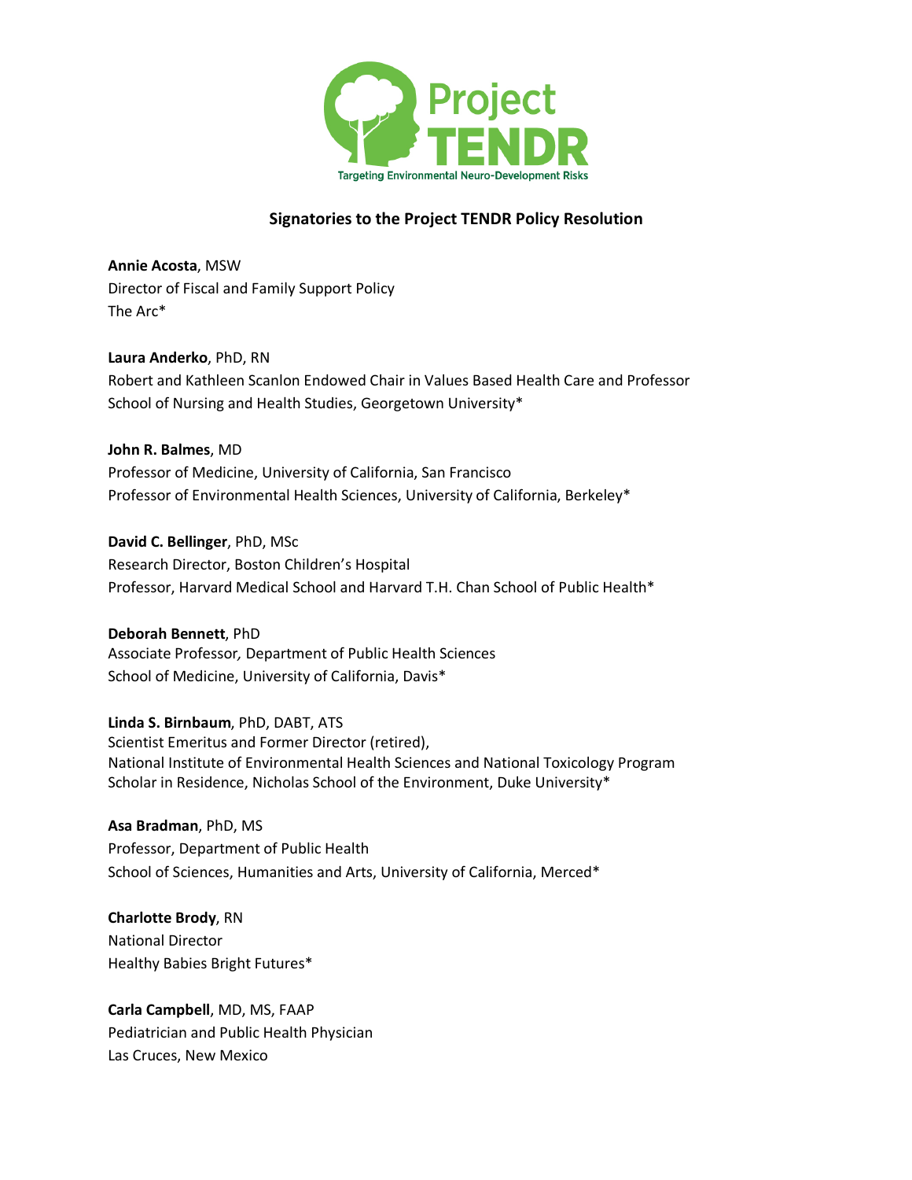Project TENDR

Targeting Environmental Neuro-Development Risks

## Signatories to the Project TENDR Policy Resolution

**Annie Acosta**, MSW
Director of Fiscal and Family Support Policy
The Arc*

**Laura Anderko**, PhD, RN
Robert and Kathleen Scanlon Endowed Chair in Values Based Health Care and Professor
School of Nursing and Health Studies, Georgetown University*

**John R. Balmes**, MD
Professor of Medicine, University of California, San Francisco
Professor of Environmental Health Sciences, University of California, Berkeley*

**David C. Bellinger**, PhD, MSc
Research Director, Boston Children's Hospital
Professor, Harvard Medical School and Harvard T.H. Chan School of Public Health*

**Deborah Bennett**, PhD
Associate Professor, Department of Public Health Sciences
School of Medicine, University of California, Davis*

**Linda S. Birnbaum**, PhD, DABT, ATS
Scientist Emeritus and Former Director (retired),
National Institute of Environmental Health Sciences and National Toxicology Program
Scholar in Residence, Nicholas School of the Environment, Duke University*

**Asa Bradman**, PhD, MS
Professor, Department of Public Health
School of Sciences, Humanities and Arts, University of California, Merced*

**Charlotte Brody**, RN
National Director
Healthy Babies Bright Futures*

**Carla Campbell**, MD, MS, FAAP
Pediatrician and Public Health Physician
Las Cruces, New Mexico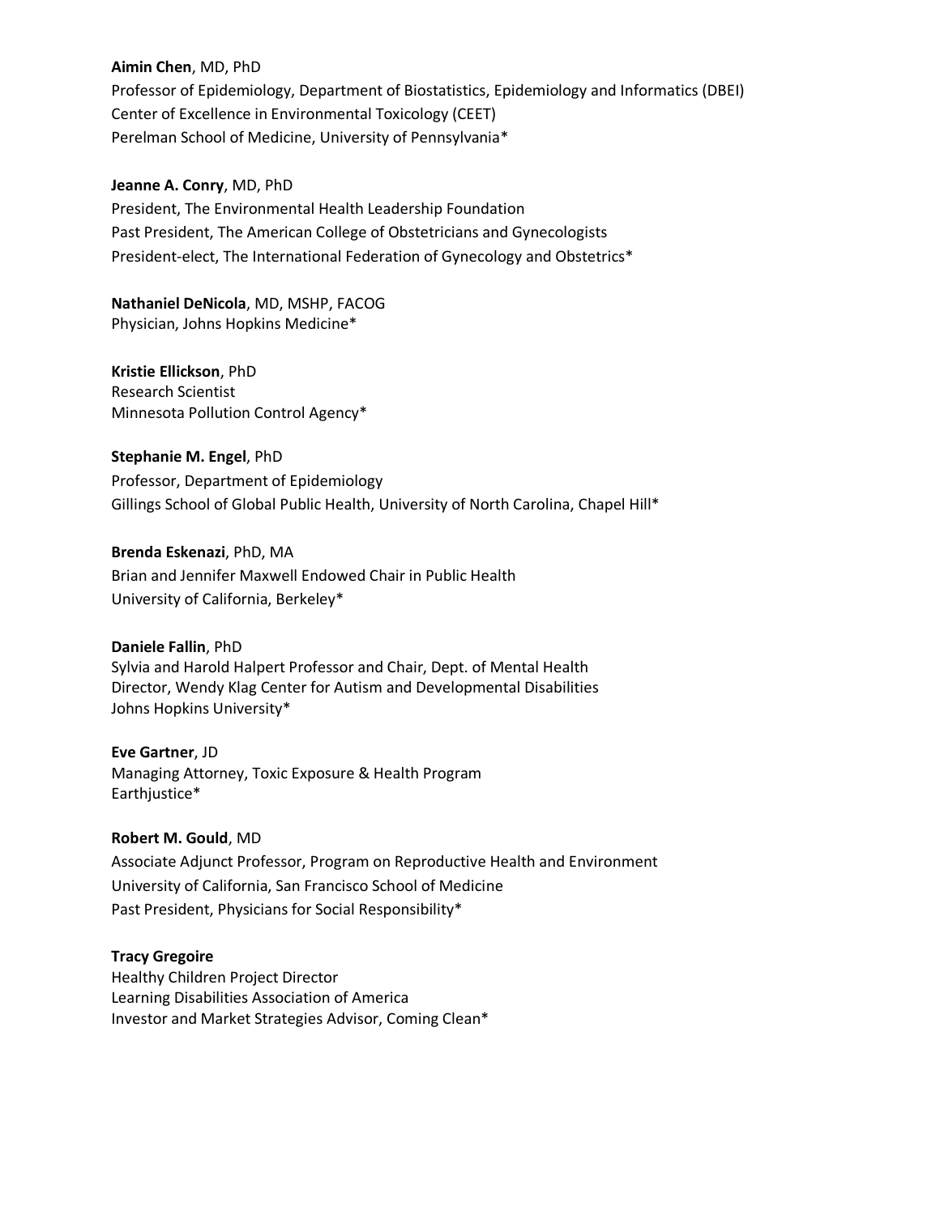**Aimin Chen**, MD, PhD
Professor of Epidemiology, Department of Biostatistics, Epidemiology and Informatics (DBEI)
Center of Excellence in Environmental Toxicology (CEET)
Perelman School of Medicine, University of Pennsylvania*

**Jeanne A. Conry**, MD, PhD
President, The Environmental Health Leadership Foundation
Past President, The American College of Obstetricians and Gynecologists
President-elect, The International Federation of Gynecology and Obstetrics*

**Nathaniel DeNicola**, MD, MSHP, FACOG
Physician, Johns Hopkins Medicine*

**Kristie Ellickson**, PhD
Research Scientist
Minnesota Pollution Control Agency*

**Stephanie M. Engel**, PhD
Professor, Department of Epidemiology
Gillings School of Global Public Health, University of North Carolina, Chapel Hill*

**Brenda Eskenazi**, PhD, MA
Brian and Jennifer Maxwell Endowed Chair in Public Health
University of California, Berkeley*

**Daniele Fallin**, PhD
Sylvia and Harold Halpert Professor and Chair, Dept. of Mental Health
Director, Wendy Klag Center for Autism and Developmental Disabilities
Johns Hopkins University*

**Eve Gartner**, JD
Managing Attorney, Toxic Exposure & Health Program
Earthjustice*

**Robert M. Gould**, MD
Associate Adjunct Professor, Program on Reproductive Health and Environment
University of California, San Francisco School of Medicine
Past President, Physicians for Social Responsibility*

**Tracy Gregoire**
Healthy Children Project Director
Learning Disabilities Association of America
Investor and Market Strategies Advisor, Coming Clean*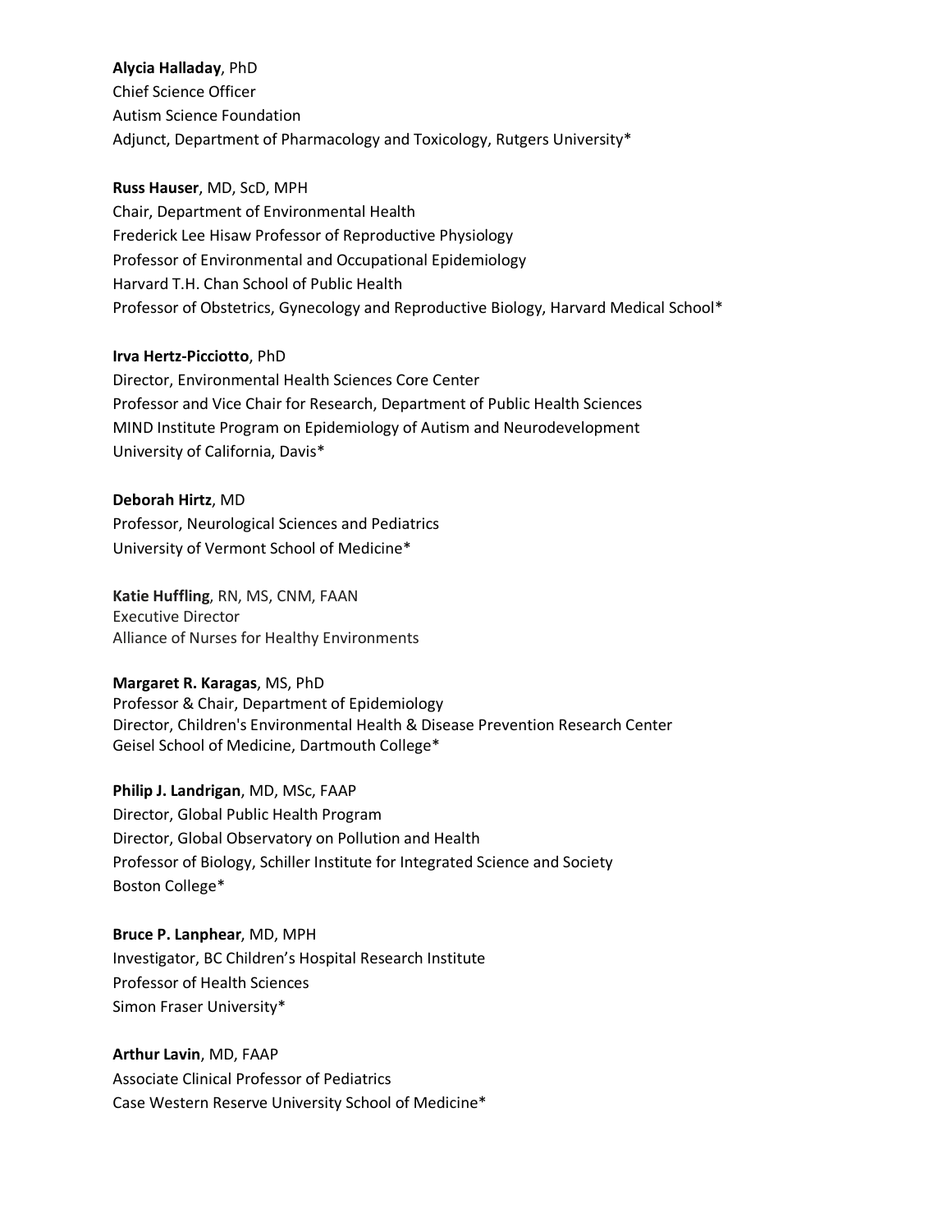**Alycia Halladay**, PhD
Chief Science Officer
Autism Science Foundation
Adjunct, Department of Pharmacology and Toxicology, Rutgers University*

**Russ Hauser**, MD, ScD, MPH
Chair, Department of Environmental Health
Frederick Lee Hisaw Professor of Reproductive Physiology
Professor of Environmental and Occupational Epidemiology
Harvard T.H. Chan School of Public Health
Professor of Obstetrics, Gynecology and Reproductive Biology, Harvard Medical School*

**Irva Hertz-Picciotto**, PhD
Director, Environmental Health Sciences Core Center
Professor and Vice Chair for Research, Department of Public Health Sciences
MIND Institute Program on Epidemiology of Autism and Neurodevelopment
University of California, Davis*

**Deborah Hirtz**, MD
Professor, Neurological Sciences and Pediatrics
University of Vermont School of Medicine*

**Katie Huffling**, RN, MS, CNM, FAAN
Executive Director
Alliance of Nurses for Healthy Environments

**Margaret R. Karagas**, MS, PhD
Professor & Chair, Department of Epidemiology
Director, Children's Environmental Health & Disease Prevention Research Center
Geisel School of Medicine, Dartmouth College*

**Philip J. Landrigan**, MD, MSc, FAAP
Director, Global Public Health Program
Director, Global Observatory on Pollution and Health
Professor of Biology, Schiller Institute for Integrated Science and Society
Boston College*

**Bruce P. Lanphear**, MD, MPH
Investigator, BC Children's Hospital Research Institute
Professor of Health Sciences
Simon Fraser University*

**Arthur Lavin**, MD, FAAP
Associate Clinical Professor of Pediatrics
Case Western Reserve University School of Medicine*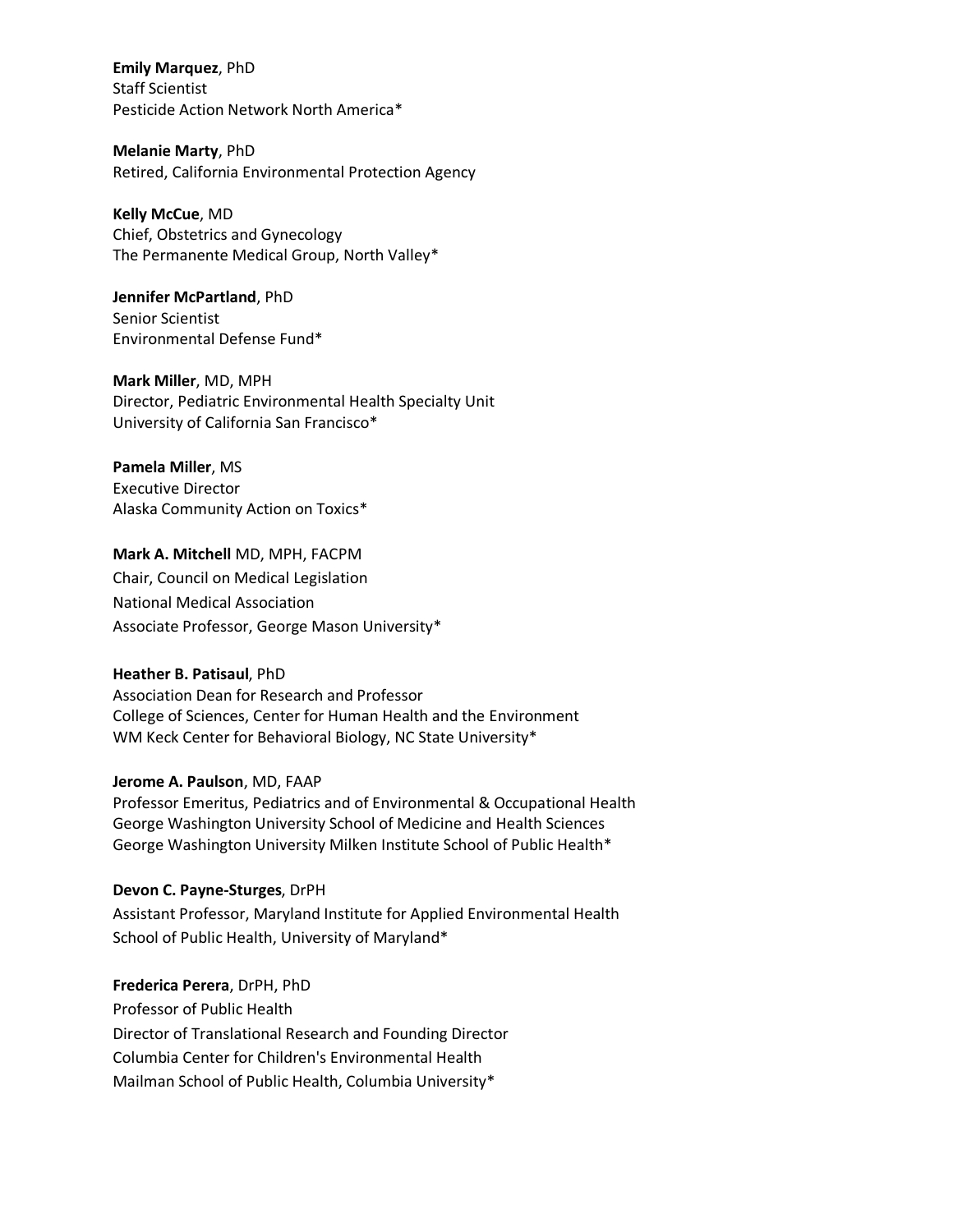**Emily Marquez**, PhD
Staff Scientist
Pesticide Action Network North America*

**Melanie Marty**, PhD
Retired, California Environmental Protection Agency

**Kelly McCue**, MD
Chief, Obstetrics and Gynecology
The Permanente Medical Group, North Valley*

**Jennifer McPartland**, PhD
Senior Scientist
Environmental Defense Fund*

**Mark Miller**, MD, MPH
Director, Pediatric Environmental Health Specialty Unit
University of California San Francisco*

**Pamela Miller**, MS
Executive Director
Alaska Community Action on Toxics*

**Mark A. Mitchell** MD, MPH, FACPM
Chair, Council on Medical Legislation
National Medical Association
Associate Professor, George Mason University*

**Heather B. Patisaul**, PhD
Association Dean for Research and Professor
College of Sciences, Center for Human Health and the Environment
WM Keck Center for Behavioral Biology, NC State University*

**Jerome A. Paulson**, MD, FAAP
Professor Emeritus, Pediatrics and of Environmental & Occupational Health
George Washington University School of Medicine and Health Sciences
George Washington University Milken Institute School of Public Health*

**Devon C. Payne-Sturges**, DrPH
Assistant Professor, Maryland Institute for Applied Environmental Health
School of Public Health, University of Maryland*

**Frederica Perera**, DrPH, PhD
Professor of Public Health
Director of Translational Research and Founding Director
Columbia Center for Children's Environmental Health
Mailman School of Public Health, Columbia University*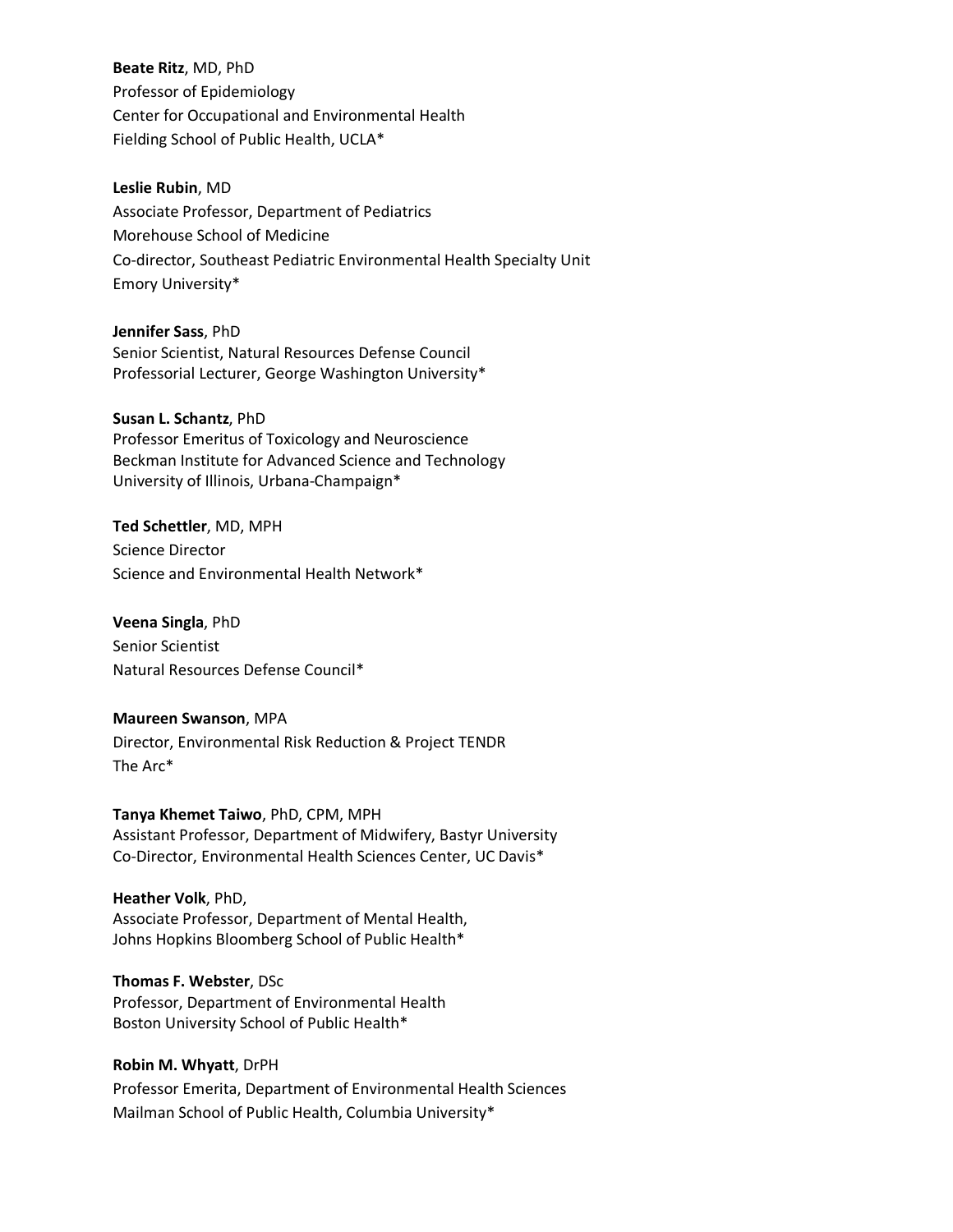**Beate Ritz**, MD, PhD
Professor of Epidemiology
Center for Occupational and Environmental Health
Fielding School of Public Health, UCLA*

**Leslie Rubin**, MD
Associate Professor, Department of Pediatrics
Morehouse School of Medicine
Co-director, Southeast Pediatric Environmental Health Specialty Unit
Emory University*

**Jennifer Sass**, PhD
Senior Scientist, Natural Resources Defense Council
Professorial Lecturer, George Washington University*

**Susan L. Schantz**, PhD
Professor Emeritus of Toxicology and Neuroscience
Beckman Institute for Advanced Science and Technology
University of Illinois, Urbana-Champaign*

**Ted Schettler**, MD, MPH
Science Director
Science and Environmental Health Network*

**Veena Singla**, PhD
Senior Scientist
Natural Resources Defense Council*

**Maureen Swanson**, MPA
Director, Environmental Risk Reduction & Project TENDR
The Arc*

**Tanya Khemet Taiwo**, PhD, CPM, MPH
Assistant Professor, Department of Midwifery, Bastyr University
Co-Director, Environmental Health Sciences Center, UC Davis*

**Heather Volk**, PhD,
Associate Professor, Department of Mental Health,
Johns Hopkins Bloomberg School of Public Health*

**Thomas F. Webster**, DSc
Professor, Department of Environmental Health
Boston University School of Public Health*

**Robin M. Whyatt**, DrPH
Professor Emerita, Department of Environmental Health Sciences
Mailman School of Public Health, Columbia University*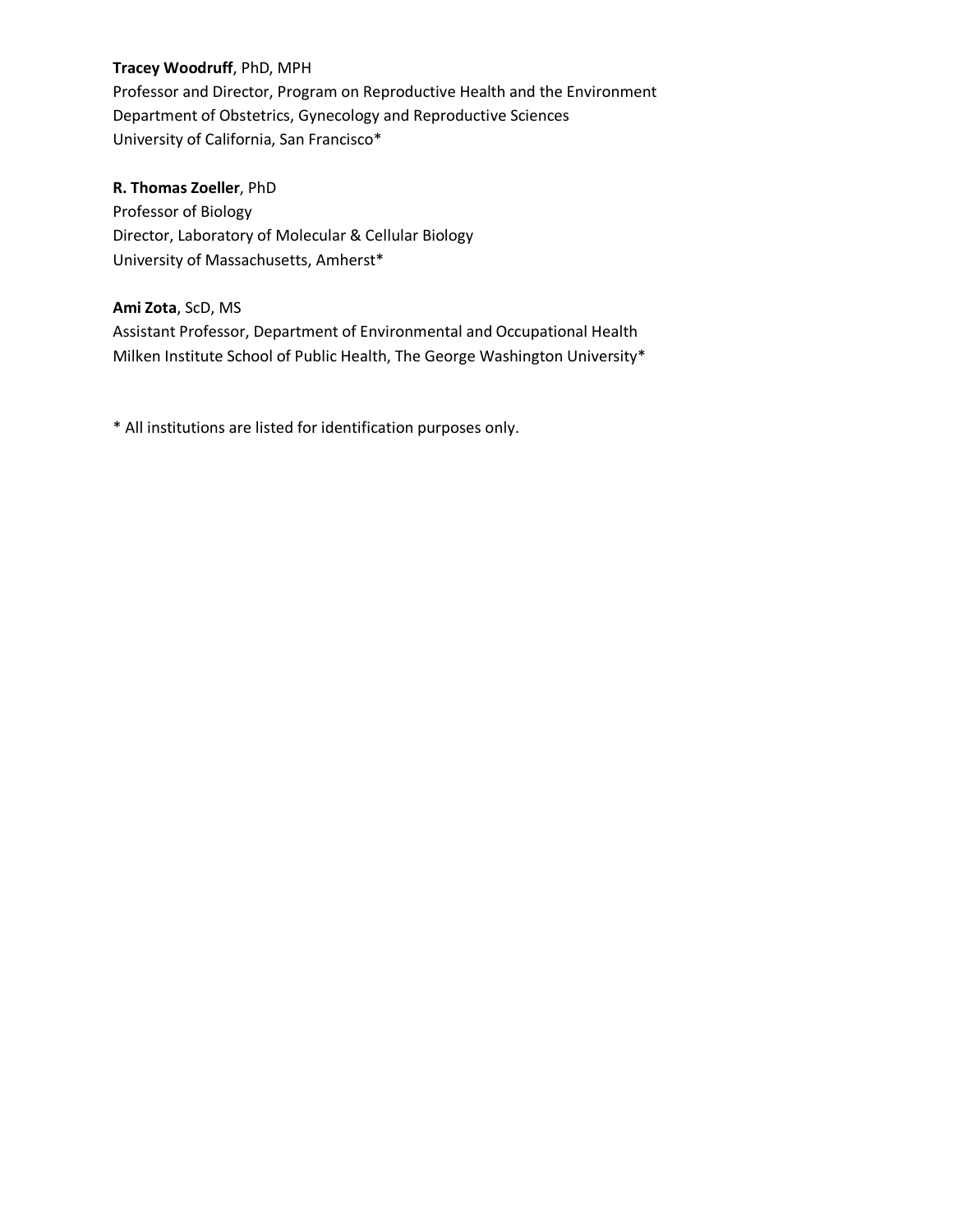**Tracey Woodruff**, PhD, MPH
Professor and Director, Program on Reproductive Health and the Environment
Department of Obstetrics, Gynecology and Reproductive Sciences
University of California, San Francisco*

**R. Thomas Zoeller**, PhD
Professor of Biology
Director, Laboratory of Molecular & Cellular Biology
University of Massachusetts, Amherst*

**Ami Zota**, ScD, MS
Assistant Professor, Department of Environmental and Occupational Health
Milken Institute School of Public Health, The George Washington University*

* All institutions are listed for identification purposes only.